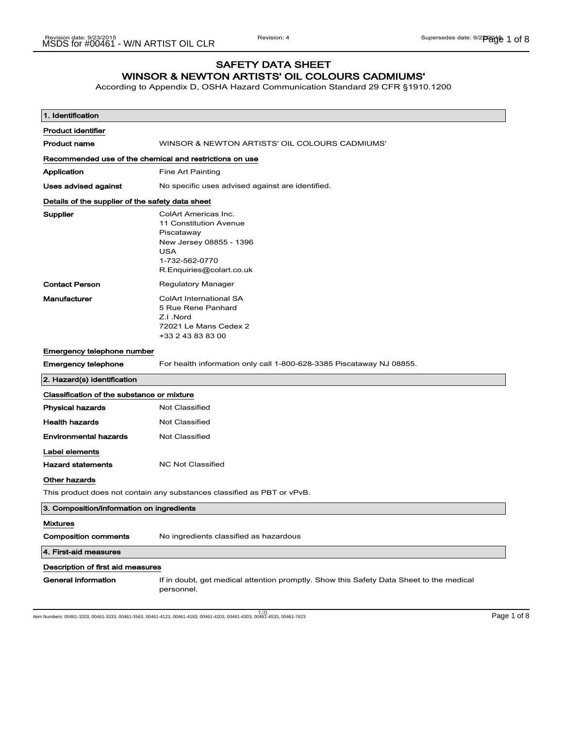# SAFETY DATA SHEET
## WINSOR & NEWTON ARTISTS' OIL COLOURS CADMIUMS'

According to Appendix D, OSHA Hazard Communication Standard 29 CFR §1910.1200

### 1. Identification

**Product identifier**

| | |
|---|---|
| **Product name** | WINSOR & NEWTON ARTISTS' OIL COLOURS CADMIUMS' |

**Recommended use of the chemical and restrictions on use**

| | |
|---|---|
| **Application** | Fine Art Painting |
| **Uses advised against** | No specific uses advised against are identified. |

**Details of the supplier of the safety data sheet**

| | |
|---|---|
| **Supplier** | ColArt Americas Inc.<br>11 Constitution Avenue<br>Piscataway<br>New Jersey 08855 - 1396<br>USA<br>1-732-562-0770<br>R.Enquiries@colart.co.uk |
| **Contact Person** | Regulatory Manager |
| **Manufacturer** | ColArt International SA<br>5 Rue Rene Panhard<br>Z.I .Nord<br>72021 Le Mans Cedex 2<br>+33 2 43 83 83 00 |

**Emergency telephone number**

| | |
|---|---|
| **Emergency telephone** | For health information only call 1-800-628-3385 Piscataway NJ 08855. |

### 2. Hazard(s) identification

**Classification of the substance or mixture**

| | |
|---|---|
| **Physical hazards** | Not Classified |
| **Health hazards** | Not Classified |
| **Environmental hazards** | Not Classified |

**Label elements**

| | |
|---|---|
| **Hazard statements** | NC Not Classified |

**Other hazards**

This product does not contain any substances classified as PBT or vPvB.

### 3. Composition/information on ingredients

**Mixtures**

| | |
|---|---|
| **Composition comments** | No ingredients classified as hazardous |

### 4. First-aid measures

**Description of first aid measures**

| | |
|---|---|
| **General information** | If in doubt, get medical attention promptly. Show this Safety Data Sheet to the medical personnel. |

Item Numbers: 00461-3203, 00461-3333, 00461-3563, 00461-4123, 00461-4183, 00461-4203, 00461-4303, 00461-4533, 00461-7623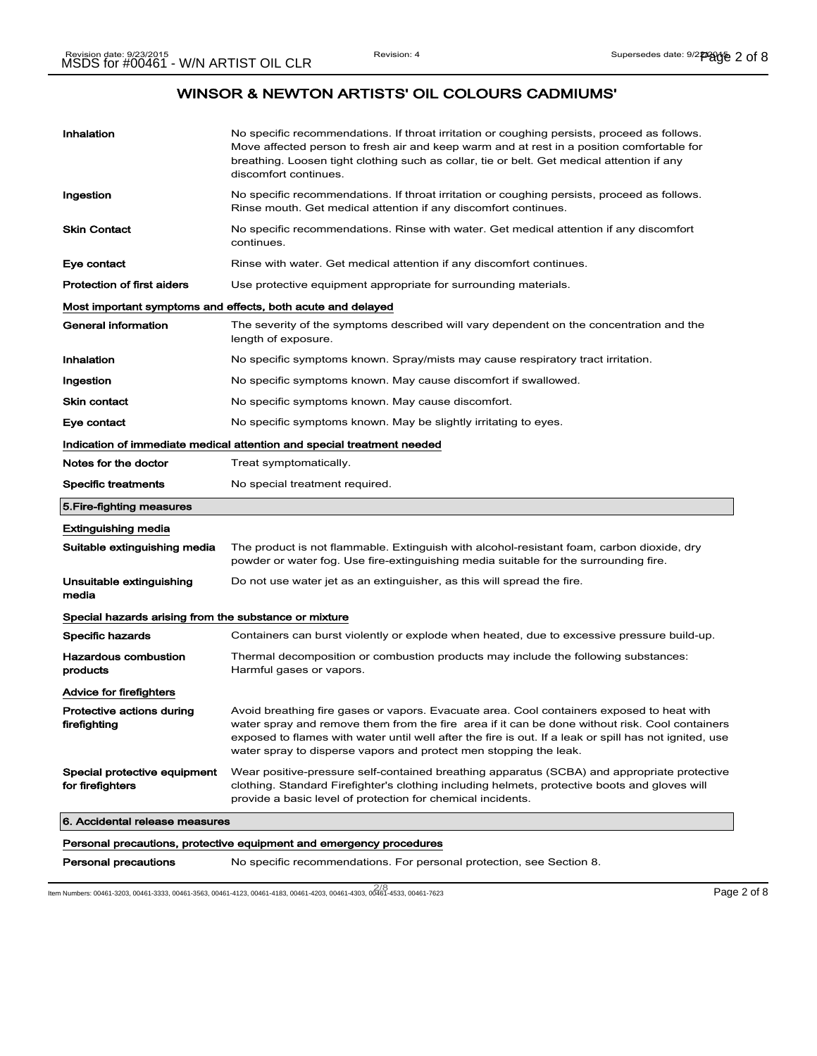## WINSOR & NEWTON ARTISTS' OIL COLOURS CADMIUMS'

| | |
|---|---|
| **Inhalation** | No specific recommendations. If throat irritation or coughing persists, proceed as follows. Move affected person to fresh air and keep warm and at rest in a position comfortable for breathing. Loosen tight clothing such as collar, tie or belt. Get medical attention if any discomfort continues. |
| **Ingestion** | No specific recommendations. If throat irritation or coughing persists, proceed as follows. Rinse mouth. Get medical attention if any discomfort continues. |
| **Skin Contact** | No specific recommendations. Rinse with water. Get medical attention if any discomfort continues. |
| **Eye contact** | Rinse with water. Get medical attention if any discomfort continues. |
| **Protection of first aiders** | Use protective equipment appropriate for surrounding materials. |

**Most important symptoms and effects, both acute and delayed**

| | |
|---|---|
| **General information** | The severity of the symptoms described will vary dependent on the concentration and the length of exposure. |
| **Inhalation** | No specific symptoms known. Spray/mists may cause respiratory tract irritation. |
| **Ingestion** | No specific symptoms known. May cause discomfort if swallowed. |
| **Skin contact** | No specific symptoms known. May cause discomfort. |
| **Eye contact** | No specific symptoms known. May be slightly irritating to eyes. |

**Indication of immediate medical attention and special treatment needed**

| | |
|---|---|
| **Notes for the doctor** | Treat symptomatically. |
| **Specific treatments** | No special treatment required. |

## 5.Fire-fighting measures

**Extinguishing media**

| | |
|---|---|
| **Suitable extinguishing media** | The product is not flammable. Extinguish with alcohol-resistant foam, carbon dioxide, dry powder or water fog. Use fire-extinguishing media suitable for the surrounding fire. |
| **Unsuitable extinguishing media** | Do not use water jet as an extinguisher, as this will spread the fire. |

**Special hazards arising from the substance or mixture**

| | |
|---|---|
| **Specific hazards** | Containers can burst violently or explode when heated, due to excessive pressure build-up. |
| **Hazardous combustion products** | Thermal decomposition or combustion products may include the following substances: Harmful gases or vapors. |

**Advice for firefighters**

| | |
|---|---|
| **Protective actions during firefighting** | Avoid breathing fire gases or vapors. Evacuate area. Cool containers exposed to heat with water spray and remove them from the fire area if it can be done without risk. Cool containers exposed to flames with water until well after the fire is out. If a leak or spill has not ignited, use water spray to disperse vapors and protect men stopping the leak. |
| **Special protective equipment for firefighters** | Wear positive-pressure self-contained breathing apparatus (SCBA) and appropriate protective clothing. Standard Firefighter's clothing including helmets, protective boots and gloves will provide a basic level of protection for chemical incidents. |

## 6. Accidental release measures

**Personal precautions, protective equipment and emergency procedures**

| | |
|---|---|
| **Personal precautions** | No specific recommendations. For personal protection, see Section 8. |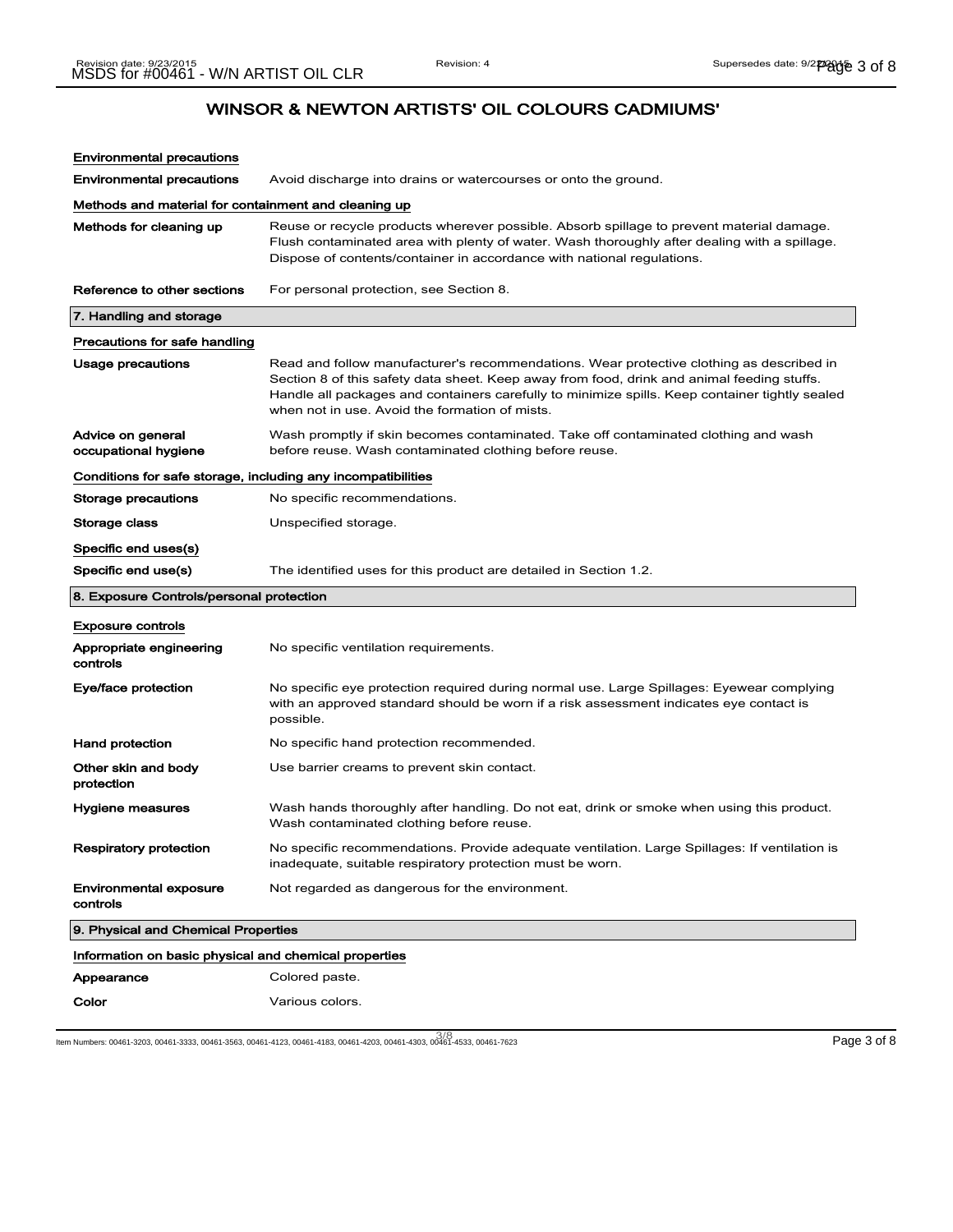## WINSOR & NEWTON ARTISTS' OIL COLOURS CADMIUMS'

**Environmental precautions**

| | |
|---|---|
| **Environmental precautions** | Avoid discharge into drains or watercourses or onto the ground. |

**Methods and material for containment and cleaning up**

| | |
|---|---|
| **Methods for cleaning up** | Reuse or recycle products wherever possible. Absorb spillage to prevent material damage. Flush contaminated area with plenty of water. Wash thoroughly after dealing with a spillage. Dispose of contents/container in accordance with national regulations. |
| **Reference to other sections** | For personal protection, see Section 8. |

### 7. Handling and storage

**Precautions for safe handling**

| | |
|---|---|
| **Usage precautions** | Read and follow manufacturer's recommendations. Wear protective clothing as described in Section 8 of this safety data sheet. Keep away from food, drink and animal feeding stuffs. Handle all packages and containers carefully to minimize spills. Keep container tightly sealed when not in use. Avoid the formation of mists. |
| **Advice on general occupational hygiene** | Wash promptly if skin becomes contaminated. Take off contaminated clothing and wash before reuse. Wash contaminated clothing before reuse. |

**Conditions for safe storage, including any incompatibilities**

| | |
|---|---|
| **Storage precautions** | No specific recommendations. |
| **Storage class** | Unspecified storage. |

**Specific end uses(s)**

| | |
|---|---|
| **Specific end use(s)** | The identified uses for this product are detailed in Section 1.2. |

### 8. Exposure Controls/personal protection

**Exposure controls**

| | |
|---|---|
| **Appropriate engineering controls** | No specific ventilation requirements. |
| **Eye/face protection** | No specific eye protection required during normal use. Large Spillages: Eyewear complying with an approved standard should be worn if a risk assessment indicates eye contact is possible. |
| **Hand protection** | No specific hand protection recommended. |
| **Other skin and body protection** | Use barrier creams to prevent skin contact. |
| **Hygiene measures** | Wash hands thoroughly after handling. Do not eat, drink or smoke when using this product. Wash contaminated clothing before reuse. |
| **Respiratory protection** | No specific recommendations. Provide adequate ventilation. Large Spillages: If ventilation is inadequate, suitable respiratory protection must be worn. |
| **Environmental exposure controls** | Not regarded as dangerous for the environment. |

### 9. Physical and Chemical Properties

**Information on basic physical and chemical properties**

| | |
|---|---|
| **Appearance** | Colored paste. |
| **Color** | Various colors. |

Item Numbers: 00461-3203, 00461-3333, 00461-3563, 00461-4123, 00461-4183, 00461-4203, 00461-4303, 00461-4533, 00461-7623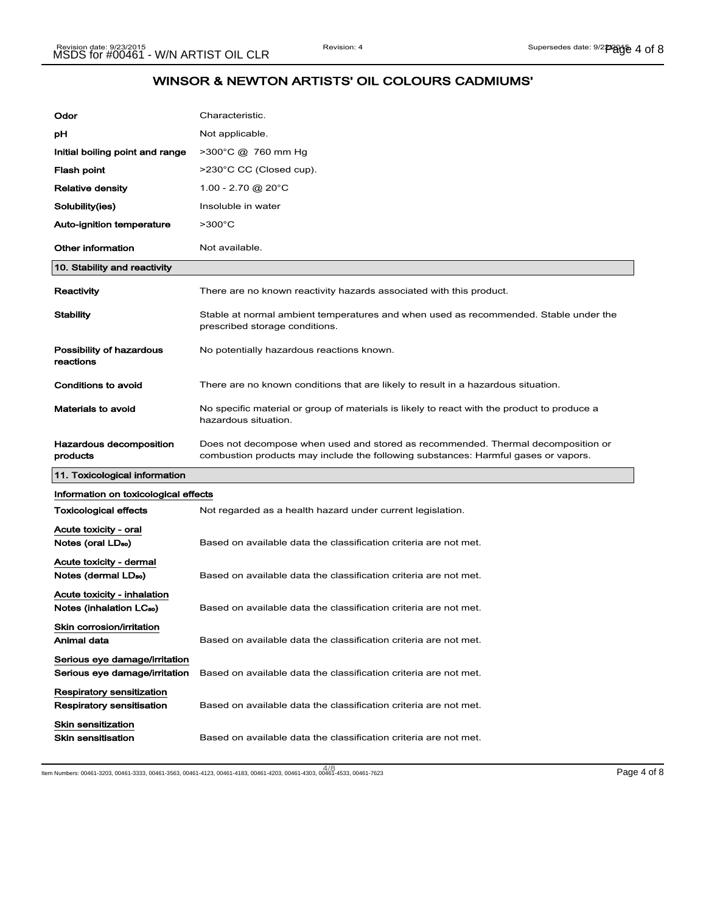## WINSOR & NEWTON ARTISTS' OIL COLOURS CADMIUMS'

| | |
|---|---|
| **Odor** | Characteristic. |
| **pH** | Not applicable. |
| **Initial boiling point and range** | >300°C @ 760 mm Hg |
| **Flash point** | >230°C CC (Closed cup). |
| **Relative density** | 1.00 - 2.70 @ 20°C |
| **Solubility(ies)** | Insoluble in water |
| **Auto-ignition temperature** | >300°C |
| **Other information** | Not available. |

### 10. Stability and reactivity

| | |
|---|---|
| **Reactivity** | There are no known reactivity hazards associated with this product. |
| **Stability** | Stable at normal ambient temperatures and when used as recommended. Stable under the prescribed storage conditions. |
| **Possibility of hazardous reactions** | No potentially hazardous reactions known. |
| **Conditions to avoid** | There are no known conditions that are likely to result in a hazardous situation. |
| **Materials to avoid** | No specific material or group of materials is likely to react with the product to produce a hazardous situation. |
| **Hazardous decomposition products** | Does not decompose when used and stored as recommended. Thermal decomposition or combustion products may include the following substances: Harmful gases or vapors. |

### 11. Toxicological information

**Information on toxicological effects**

| | |
|---|---|
| **Toxicological effects** | Not regarded as a health hazard under current legislation. |

**Acute toxicity - oral**

| | |
|---|---|
| **Notes (oral $LD_{50}$)** | Based on available data the classification criteria are not met. |

**Acute toxicity - dermal**

| | |
|---|---|
| **Notes (dermal $LD_{50}$)** | Based on available data the classification criteria are not met. |

**Acute toxicity - inhalation**

| | |
|---|---|
| **Notes (inhalation $LC_{50}$)** | Based on available data the classification criteria are not met. |

**Skin corrosion/irritation**

| | |
|---|---|
| **Animal data** | Based on available data the classification criteria are not met. |

**Serious eye damage/irritation**

| | |
|---|---|
| **Serious eye damage/irritation** | Based on available data the classification criteria are not met. |

**Respiratory sensitization**

| | |
|---|---|
| **Respiratory sensitisation** | Based on available data the classification criteria are not met. |

**Skin sensitization**

| | |
|---|---|
| **Skin sensitisation** | Based on available data the classification criteria are not met. |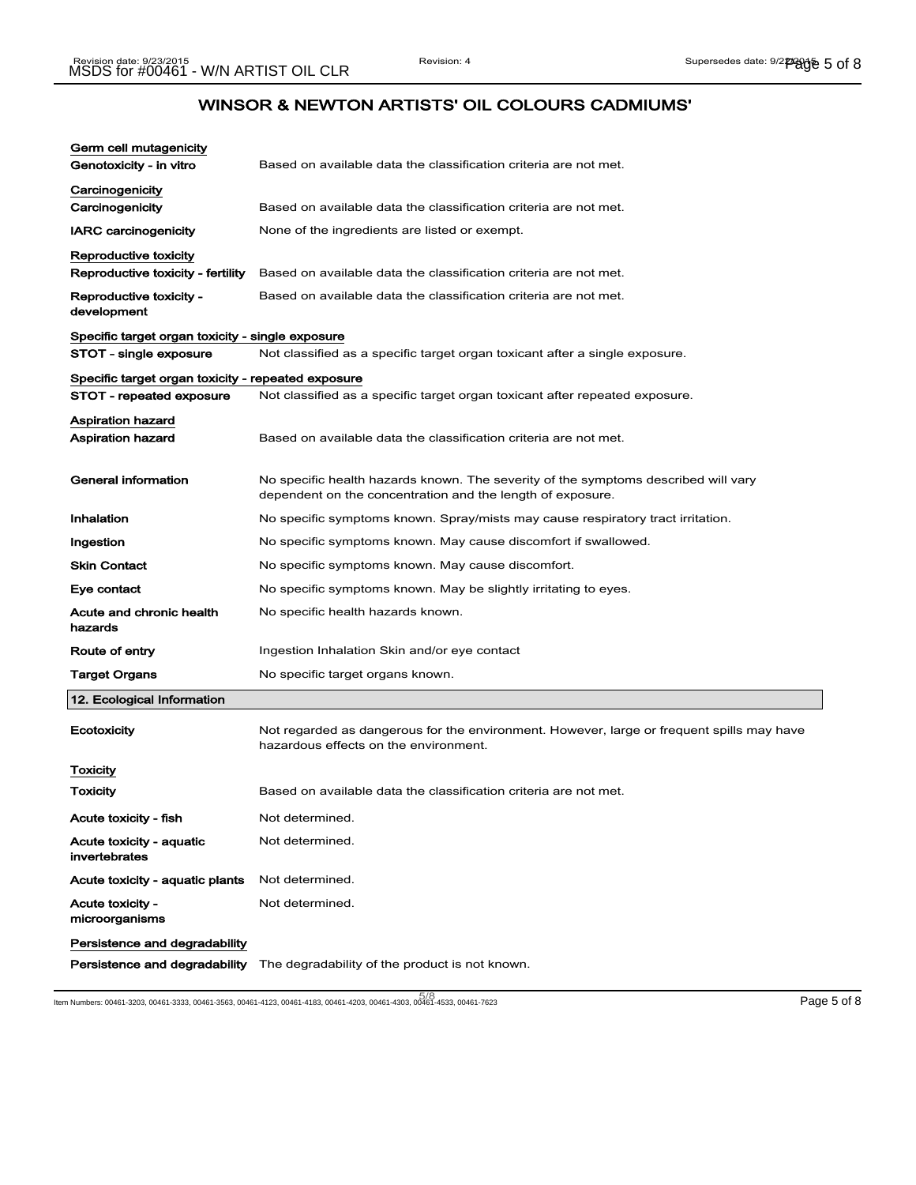**Germ cell mutagenicity**

| | |
|---|---|
| **Genotoxicity - in vitro** | Based on available data the classification criteria are not met. |

**Carcinogenicity**

| | |
|---|---|
| **Carcinogenicity** | Based on available data the classification criteria are not met. |
| **IARC carcinogenicity** | None of the ingredients are listed or exempt. |

**Reproductive toxicity**

| | |
|---|---|
| **Reproductive toxicity - fertility** | Based on available data the classification criteria are not met. |
| **Reproductive toxicity - development** | Based on available data the classification criteria are not met. |

**Specific target organ toxicity - single exposure**

| | |
|---|---|
| **STOT - single exposure** | Not classified as a specific target organ toxicant after a single exposure. |

**Specific target organ toxicity - repeated exposure**

| | |
|---|---|
| **STOT - repeated exposure** | Not classified as a specific target organ toxicant after repeated exposure. |

**Aspiration hazard**

| | |
|---|---|
| **Aspiration hazard** | Based on available data the classification criteria are not met. |
| **General information** | No specific health hazards known. The severity of the symptoms described will vary dependent on the concentration and the length of exposure. |
| **Inhalation** | No specific symptoms known. Spray/mists may cause respiratory tract irritation. |
| **Ingestion** | No specific symptoms known. May cause discomfort if swallowed. |
| **Skin Contact** | No specific symptoms known. May cause discomfort. |
| **Eye contact** | No specific symptoms known. May be slightly irritating to eyes. |
| **Acute and chronic health hazards** | No specific health hazards known. |
| **Route of entry** | Ingestion Inhalation Skin and/or eye contact |
| **Target Organs** | No specific target organs known. |

## 12. Ecological Information

| | |
|---|---|
| **Ecotoxicity** | Not regarded as dangerous for the environment. However, large or frequent spills may have hazardous effects on the environment. |

**Toxicity**

| | |
|---|---|
| **Toxicity** | Based on available data the classification criteria are not met. |
| **Acute toxicity - fish** | Not determined. |
| **Acute toxicity - aquatic invertebrates** | Not determined. |
| **Acute toxicity - aquatic plants** | Not determined. |
| **Acute toxicity - microorganisms** | Not determined. |

**Persistence and degradability**

| | |
|---|---|
| **Persistence and degradability** | The degradability of the product is not known. |

Item Numbers: 00461-3203, 00461-3333, 00461-3563, 00461-4123, 00461-4183, 00461-4203, 00461-4303, 00461-4533, 00461-7623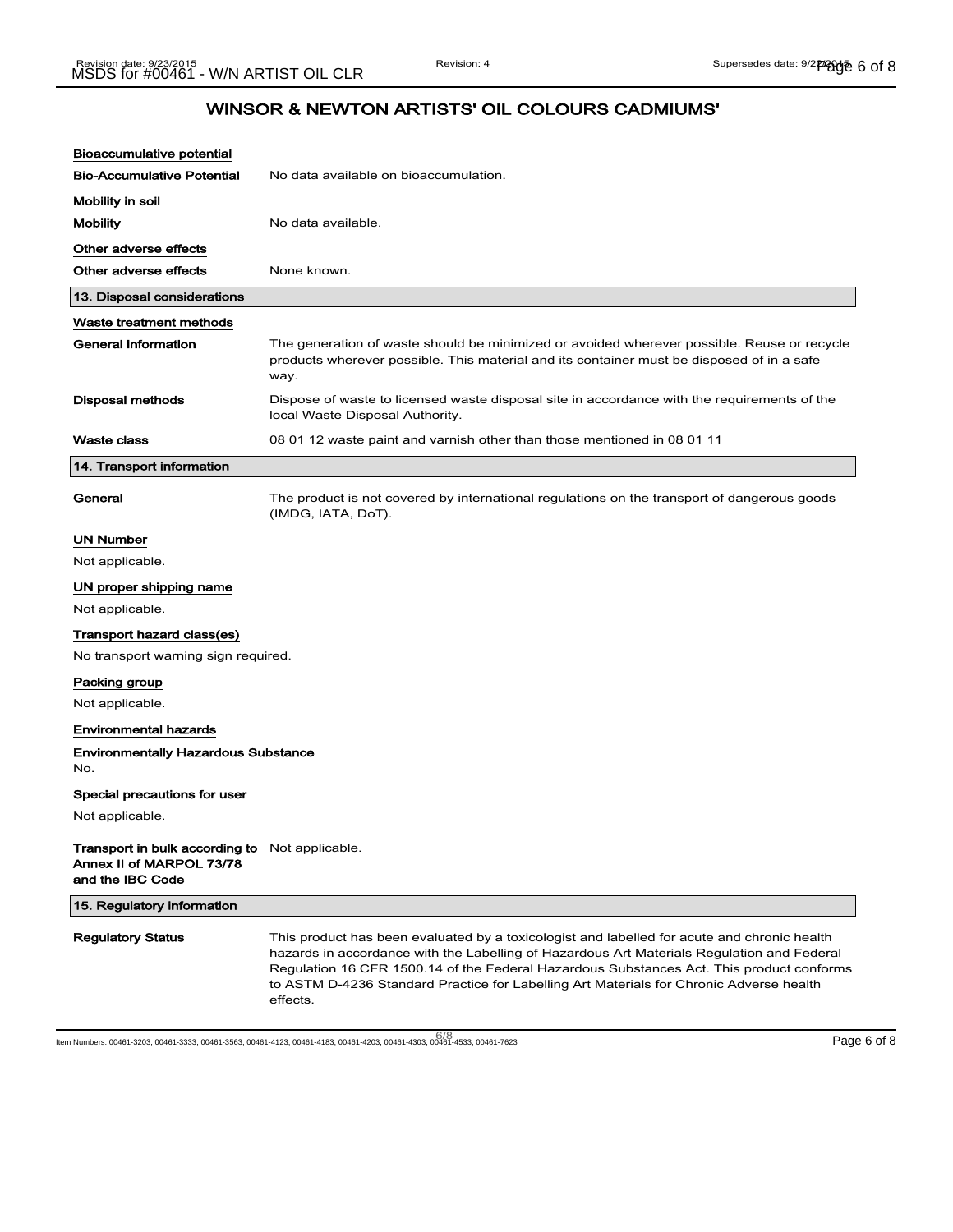## WINSOR & NEWTON ARTISTS' OIL COLOURS CADMIUMS'

### Bioaccumulative potential

**Bio-Accumulative Potential** No data available on bioaccumulation.

### Mobility in soil

**Mobility** No data available.

### Other adverse effects

**Other adverse effects** None known.

## 13. Disposal considerations

### Waste treatment methods

**General information** The generation of waste should be minimized or avoided wherever possible. Reuse or recycle products wherever possible. This material and its container must be disposed of in a safe way.

**Disposal methods** Dispose of waste to licensed waste disposal site in accordance with the requirements of the local Waste Disposal Authority.

**Waste class** 08 01 12 waste paint and varnish other than those mentioned in 08 01 11

## 14. Transport information

**General** The product is not covered by international regulations on the transport of dangerous goods (IMDG, IATA, DoT).

### UN Number

Not applicable.

### UN proper shipping name

Not applicable.

### Transport hazard class(es)

No transport warning sign required.

### Packing group

Not applicable.

### Environmental hazards

**Environmentally Hazardous Substance**
No.

### Special precautions for user

Not applicable.

**Transport in bulk according to Annex II of MARPOL 73/78 and the IBC Code** Not applicable.

## 15. Regulatory information

**Regulatory Status** This product has been evaluated by a toxicologist and labelled for acute and chronic health hazards in accordance with the Labelling of Hazardous Art Materials Regulation and Federal Regulation 16 CFR 1500.14 of the Federal Hazardous Substances Act. This product conforms to ASTM D-4236 Standard Practice for Labelling Art Materials for Chronic Adverse health effects.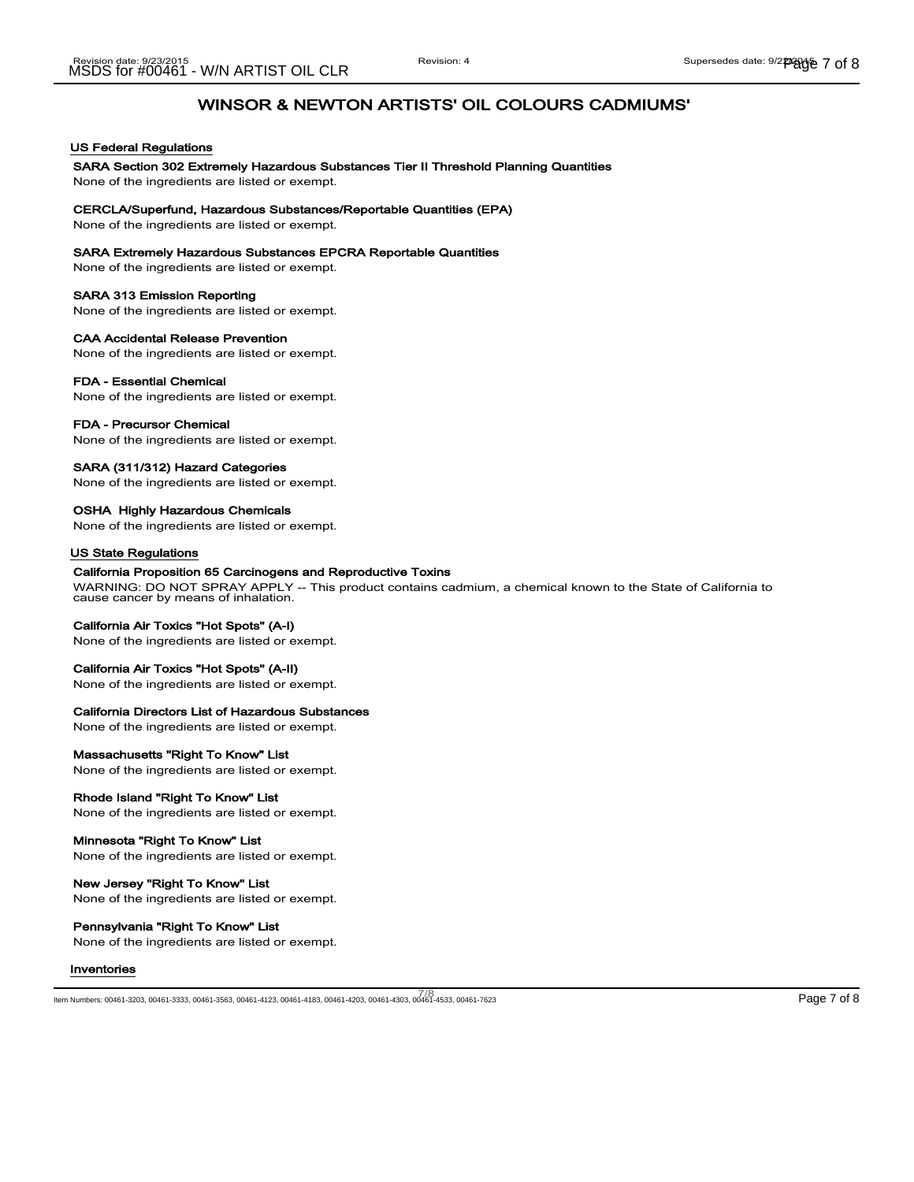## WINSOR & NEWTON ARTISTS' OIL COLOURS CADMIUMS'

### US Federal Regulations

**SARA Section 302 Extremely Hazardous Substances Tier II Threshold Planning Quantities**
None of the ingredients are listed or exempt.

**CERCLA/Superfund, Hazardous Substances/Reportable Quantities (EPA)**
None of the ingredients are listed or exempt.

**SARA Extremely Hazardous Substances EPCRA Reportable Quantities**
None of the ingredients are listed or exempt.

**SARA 313 Emission Reporting**
None of the ingredients are listed or exempt.

**CAA Accidental Release Prevention**
None of the ingredients are listed or exempt.

**FDA - Essential Chemical**
None of the ingredients are listed or exempt.

**FDA - Precursor Chemical**
None of the ingredients are listed or exempt.

**SARA (311/312) Hazard Categories**
None of the ingredients are listed or exempt.

**OSHA Highly Hazardous Chemicals**
None of the ingredients are listed or exempt.

### US State Regulations

**California Proposition 65 Carcinogens and Reproductive Toxins**
WARNING: DO NOT SPRAY APPLY -- This product contains cadmium, a chemical known to the State of California to cause cancer by means of inhalation.

**California Air Toxics "Hot Spots" (A-I)**
None of the ingredients are listed or exempt.

**California Air Toxics "Hot Spots" (A-II)**
None of the ingredients are listed or exempt.

**California Directors List of Hazardous Substances**
None of the ingredients are listed or exempt.

**Massachusetts "Right To Know" List**
None of the ingredients are listed or exempt.

**Rhode Island "Right To Know" List**
None of the ingredients are listed or exempt.

**Minnesota "Right To Know" List**
None of the ingredients are listed or exempt.

**New Jersey "Right To Know" List**
None of the ingredients are listed or exempt.

**Pennsylvania "Right To Know" List**
None of the ingredients are listed or exempt.

### Inventories

Item Numbers: 00461-3203, 00461-3333, 00461-3563, 00461-4123, 00461-4183, 00461-4203, 00461-4303, 00461-4533, 00461-7623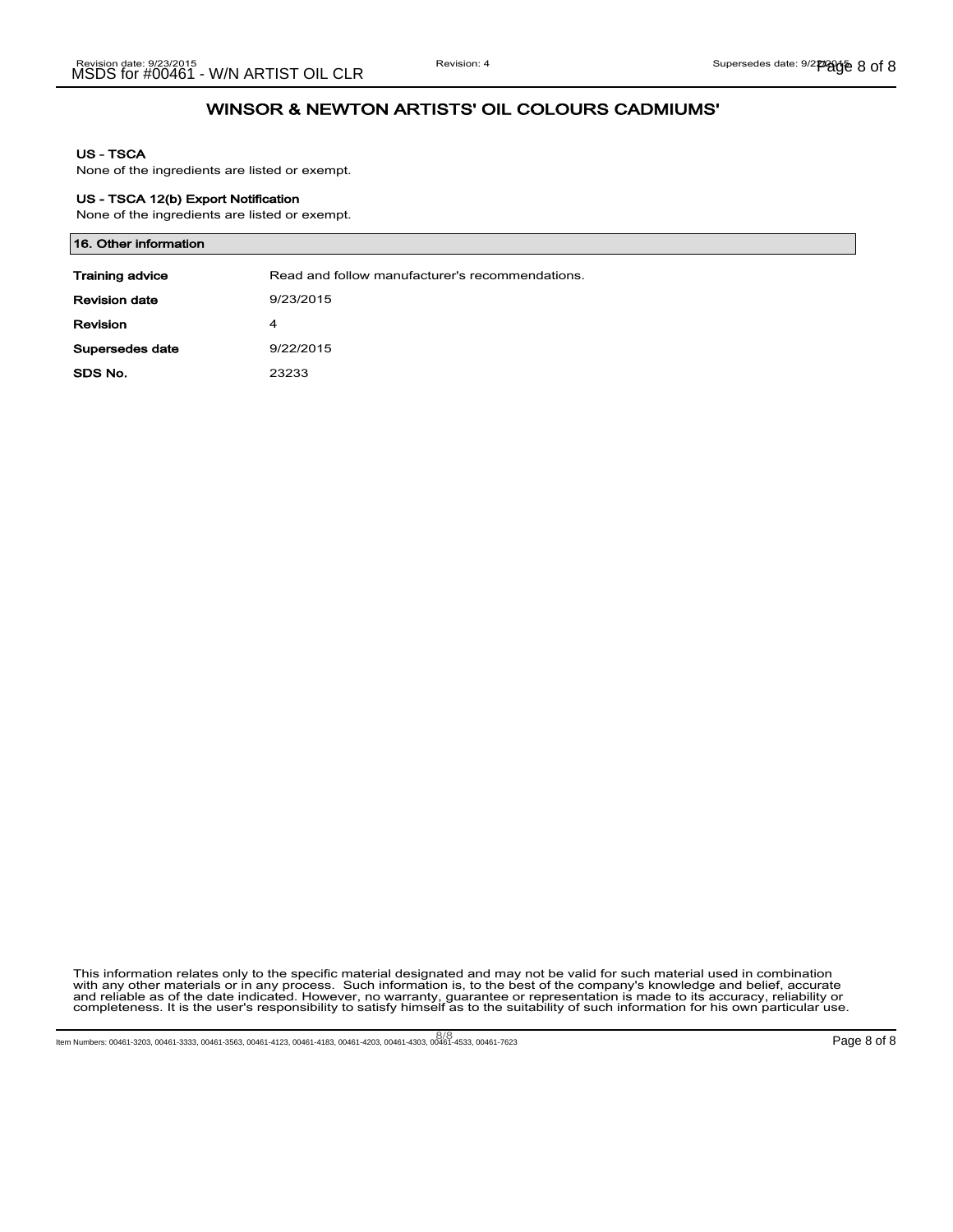### US - TSCA

None of the ingredients are listed or exempt.

### US - TSCA 12(b) Export Notification

None of the ingredients are listed or exempt.

## 16. Other information

| | |
|---|---|
| **Training advice** | Read and follow manufacturer's recommendations. |
| **Revision date** | 9/23/2015 |
| **Revision** | 4 |
| **Supersedes date** | 9/22/2015 |
| **SDS No.** | 23233 |

This information relates only to the specific material designated and may not be valid for such material used in combination with any other materials or in any process. Such information is, to the best of the company's knowledge and belief, accurate and reliable as of the date indicated. However, no warranty, guarantee or representation is made to its accuracy, reliability or completeness. It is the user's responsibility to satisfy himself as to the suitability of such information for his own particular use.

Item Numbers: 00461-3203, 00461-3333, 00461-3563, 00461-4123, 00461-4183, 00461-4203, 00461-4303, 00461-4533, 00461-7623